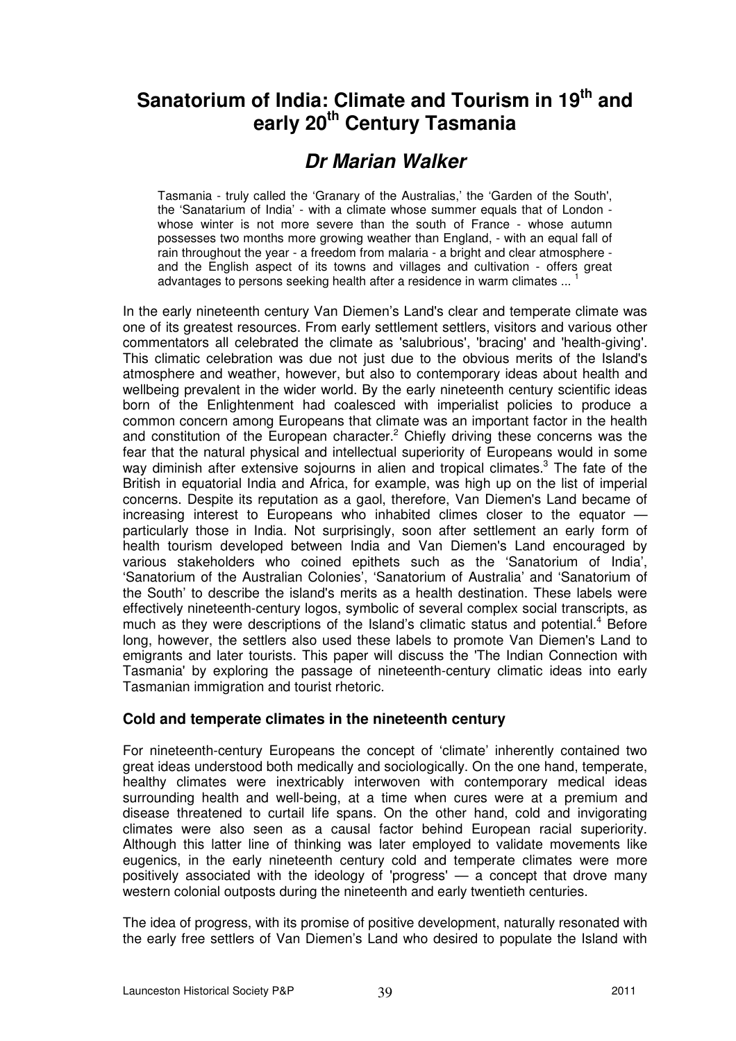# Sanatorium of India: Climate and Tourism in 19th and early 20th Century Tasmania

## *Dr Marian Walker*

> Tasmania - truly called the 'Granary of the Australias,' the 'Garden of the South', the 'Sanatarium of India' - with a climate whose summer equals that of London - whose winter is not more severe than the south of France - whose autumn possesses two months more growing weather than England, - with an equal fall of rain throughout the year - a freedom from malaria - a bright and clear atmosphere - and the English aspect of its towns and villages and cultivation - offers great advantages to persons seeking health after a residence in warm climates ... [1]

In the early nineteenth century Van Diemen's Land's clear and temperate climate was one of its greatest resources. From early settlement settlers, visitors and various other commentators all celebrated the climate as 'salubrious', 'bracing' and 'health-giving'. This climatic celebration was due not just due to the obvious merits of the Island's atmosphere and weather, however, but also to contemporary ideas about health and wellbeing prevalent in the wider world. By the early nineteenth century scientific ideas born of the Enlightenment had coalesced with imperialist policies to produce a common concern among Europeans that climate was an important factor in the health and constitution of the European character.[2] Chiefly driving these concerns was the fear that the natural physical and intellectual superiority of Europeans would in some way diminish after extensive sojourns in alien and tropical climates.[3] The fate of the British in equatorial India and Africa, for example, was high up on the list of imperial concerns. Despite its reputation as a gaol, therefore, Van Diemen's Land became of increasing interest to Europeans who inhabited climes closer to the equator — particularly those in India. Not surprisingly, soon after settlement an early form of health tourism developed between India and Van Diemen's Land encouraged by various stakeholders who coined epithets such as the 'Sanatorium of India', 'Sanatorium of the Australian Colonies', 'Sanatorium of Australia' and 'Sanatorium of the South' to describe the island's merits as a health destination. These labels were effectively nineteenth-century logos, symbolic of several complex social transcripts, as much as they were descriptions of the Island's climatic status and potential.[4] Before long, however, the settlers also used these labels to promote Van Diemen's Land to emigrants and later tourists. This paper will discuss the 'The Indian Connection with Tasmania' by exploring the passage of nineteenth-century climatic ideas into early Tasmanian immigration and tourist rhetoric.

### Cold and temperate climates in the nineteenth century

For nineteenth-century Europeans the concept of 'climate' inherently contained two great ideas understood both medically and sociologically. On the one hand, temperate, healthy climates were inextricably interwoven with contemporary medical ideas surrounding health and well-being, at a time when cures were at a premium and disease threatened to curtail life spans. On the other hand, cold and invigorating climates were also seen as a causal factor behind European racial superiority. Although this latter line of thinking was later employed to validate movements like eugenics, in the early nineteenth century cold and temperate climates were more positively associated with the ideology of 'progress' — a concept that drove many western colonial outposts during the nineteenth and early twentieth centuries.

The idea of progress, with its promise of positive development, naturally resonated with the early free settlers of Van Diemen's Land who desired to populate the Island with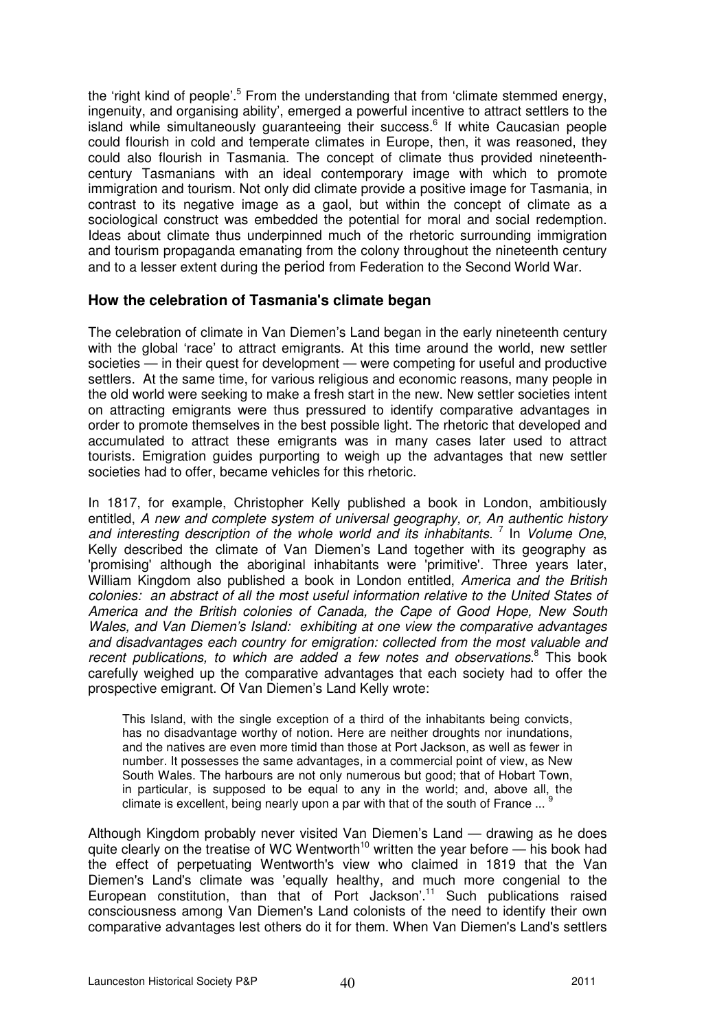the 'right kind of people'.[5] From the understanding that from 'climate stemmed energy, ingenuity, and organising ability', emerged a powerful incentive to attract settlers to the island while simultaneously guaranteeing their success.[6] If white Caucasian people could flourish in cold and temperate climates in Europe, then, it was reasoned, they could also flourish in Tasmania. The concept of climate thus provided nineteenth-century Tasmanians with an ideal contemporary image with which to promote immigration and tourism. Not only did climate provide a positive image for Tasmania, in contrast to its negative image as a gaol, but within the concept of climate as a sociological construct was embedded the potential for moral and social redemption. Ideas about climate thus underpinned much of the rhetoric surrounding immigration and tourism propaganda emanating from the colony throughout the nineteenth century and to a lesser extent during the period from Federation to the Second World War.

## How the celebration of Tasmania's climate began

The celebration of climate in Van Diemen's Land began in the early nineteenth century with the global 'race' to attract emigrants. At this time around the world, new settler societies — in their quest for development — were competing for useful and productive settlers. At the same time, for various religious and economic reasons, many people in the old world were seeking to make a fresh start in the new. New settler societies intent on attracting emigrants were thus pressured to identify comparative advantages in order to promote themselves in the best possible light. The rhetoric that developed and accumulated to attract these emigrants was in many cases later used to attract tourists. Emigration guides purporting to weigh up the advantages that new settler societies had to offer, became vehicles for this rhetoric.

In 1817, for example, Christopher Kelly published a book in London, ambitiously entitled, *A new and complete system of universal geography, or, An authentic history and interesting description of the whole world and its inhabitants.* [7] In *Volume One*, Kelly described the climate of Van Diemen's Land together with its geography as 'promising' although the aboriginal inhabitants were 'primitive'. Three years later, William Kingdom also published a book in London entitled, *America and the British colonies: an abstract of all the most useful information relative to the United States of America and the British colonies of Canada, the Cape of Good Hope, New South Wales, and Van Diemen's Island: exhibiting at one view the comparative advantages and disadvantages each country for emigration: collected from the most valuable and recent publications, to which are added a few notes and observations*.[8] This book carefully weighed up the comparative advantages that each society had to offer the prospective emigrant. Of Van Diemen's Land Kelly wrote:

> This Island, with the single exception of a third of the inhabitants being convicts, has no disadvantage worthy of notion. Here are neither droughts nor inundations, and the natives are even more timid than those at Port Jackson, as well as fewer in number. It possesses the same advantages, in a commercial point of view, as New South Wales. The harbours are not only numerous but good; that of Hobart Town, in particular, is supposed to be equal to any in the world; and, above all, the climate is excellent, being nearly upon a par with that of the south of France ... [9]

Although Kingdom probably never visited Van Diemen's Land — drawing as he does quite clearly on the treatise of WC Wentworth[10] written the year before — his book had the effect of perpetuating Wentworth's view who claimed in 1819 that the Van Diemen's Land's climate was 'equally healthy, and much more congenial to the European constitution, than that of Port Jackson'.[11] Such publications raised consciousness among Van Diemen's Land colonists of the need to identify their own comparative advantages lest others do it for them. When Van Diemen's Land's settlers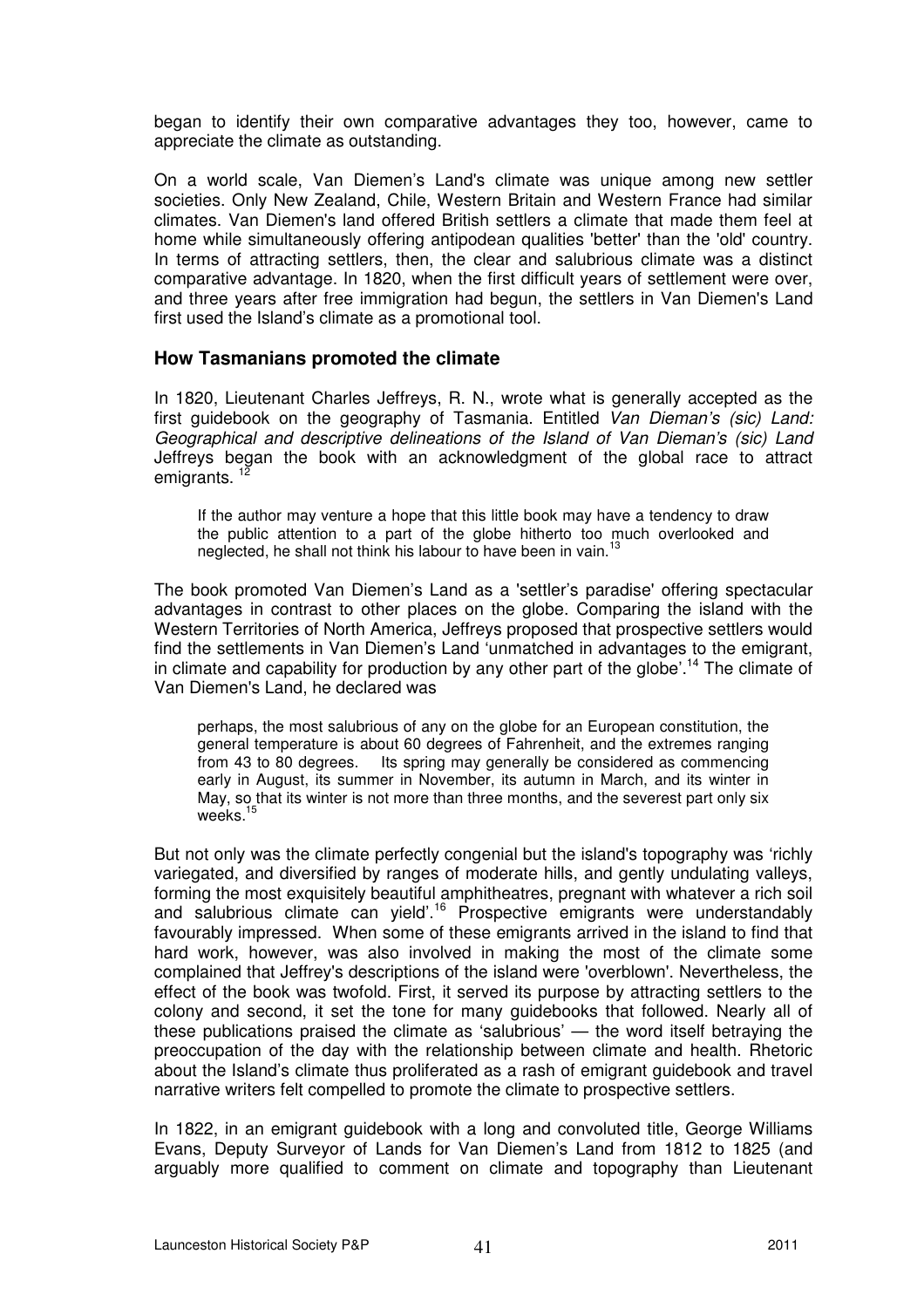began to identify their own comparative advantages they too, however, came to appreciate the climate as outstanding.

On a world scale, Van Diemen's Land's climate was unique among new settler societies. Only New Zealand, Chile, Western Britain and Western France had similar climates. Van Diemen's land offered British settlers a climate that made them feel at home while simultaneously offering antipodean qualities 'better' than the 'old' country. In terms of attracting settlers, then, the clear and salubrious climate was a distinct comparative advantage. In 1820, when the first difficult years of settlement were over, and three years after free immigration had begun, the settlers in Van Diemen's Land first used the Island's climate as a promotional tool.

### How Tasmanians promoted the climate

In 1820, Lieutenant Charles Jeffreys, R. N., wrote what is generally accepted as the first guidebook on the geography of Tasmania. Entitled *Van Dieman's (sic) Land: Geographical and descriptive delineations of the Island of Van Dieman's (sic) Land* Jeffreys began the book with an acknowledgment of the global race to attract emigrants. [12]

> If the author may venture a hope that this little book may have a tendency to draw the public attention to a part of the globe hitherto too much overlooked and neglected, he shall not think his labour to have been in vain.[13]

The book promoted Van Diemen's Land as a 'settler's paradise' offering spectacular advantages in contrast to other places on the globe. Comparing the island with the Western Territories of North America, Jeffreys proposed that prospective settlers would find the settlements in Van Diemen's Land 'unmatched in advantages to the emigrant, in climate and capability for production by any other part of the globe'.[14] The climate of Van Diemen's Land, he declared was

> perhaps, the most salubrious of any on the globe for an European constitution, the general temperature is about 60 degrees of Fahrenheit, and the extremes ranging from 43 to 80 degrees. Its spring may generally be considered as commencing early in August, its summer in November, its autumn in March, and its winter in May, so that its winter is not more than three months, and the severest part only six weeks.[15]

But not only was the climate perfectly congenial but the island's topography was 'richly variegated, and diversified by ranges of moderate hills, and gently undulating valleys, forming the most exquisitely beautiful amphitheatres, pregnant with whatever a rich soil and salubrious climate can yield'.[16] Prospective emigrants were understandably favourably impressed. When some of these emigrants arrived in the island to find that hard work, however, was also involved in making the most of the climate some complained that Jeffrey's descriptions of the island were 'overblown'. Nevertheless, the effect of the book was twofold. First, it served its purpose by attracting settlers to the colony and second, it set the tone for many guidebooks that followed. Nearly all of these publications praised the climate as 'salubrious' — the word itself betraying the preoccupation of the day with the relationship between climate and health. Rhetoric about the Island's climate thus proliferated as a rash of emigrant guidebook and travel narrative writers felt compelled to promote the climate to prospective settlers.

In 1822, in an emigrant guidebook with a long and convoluted title, George Williams Evans, Deputy Surveyor of Lands for Van Diemen's Land from 1812 to 1825 (and arguably more qualified to comment on climate and topography than Lieutenant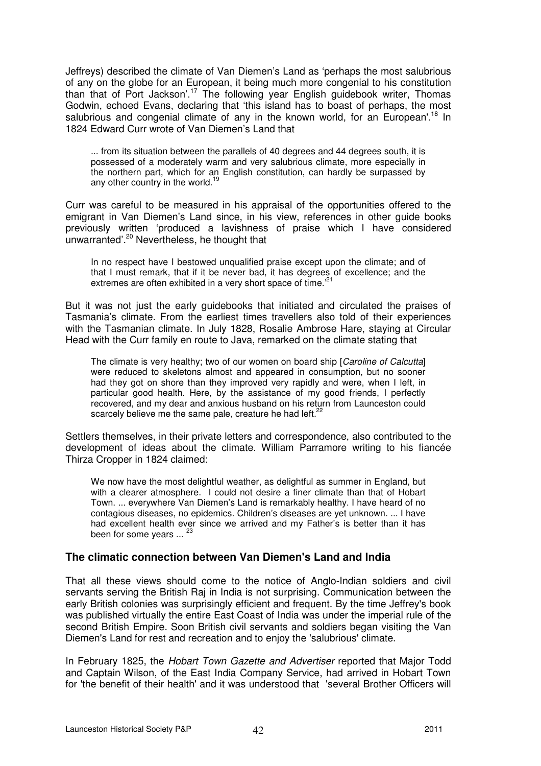Jeffreys) described the climate of Van Diemen's Land as 'perhaps the most salubrious of any on the globe for an European, it being much more congenial to his constitution than that of Port Jackson'.[17] The following year English guidebook writer, Thomas Godwin, echoed Evans, declaring that 'this island has to boast of perhaps, the most salubrious and congenial climate of any in the known world, for an European'.[18] In 1824 Edward Curr wrote of Van Diemen's Land that

> ... from its situation between the parallels of 40 degrees and 44 degrees south, it is possessed of a moderately warm and very salubrious climate, more especially in the northern part, which for an English constitution, can hardly be surpassed by any other country in the world.[19]

Curr was careful to be measured in his appraisal of the opportunities offered to the emigrant in Van Diemen's Land since, in his view, references in other guide books previously written 'produced a lavishness of praise which I have considered unwarranted'.[20] Nevertheless, he thought that

> In no respect have I bestowed unqualified praise except upon the climate; and of that I must remark, that if it be never bad, it has degrees of excellence; and the extremes are often exhibited in a very short space of time.'[21]

But it was not just the early guidebooks that initiated and circulated the praises of Tasmania's climate. From the earliest times travellers also told of their experiences with the Tasmanian climate. In July 1828, Rosalie Ambrose Hare, staying at Circular Head with the Curr family en route to Java, remarked on the climate stating that

> The climate is very healthy; two of our women on board ship [*Caroline of Calcutta*] were reduced to skeletons almost and appeared in consumption, but no sooner had they got on shore than they improved very rapidly and were, when I left, in particular good health. Here, by the assistance of my good friends, I perfectly recovered, and my dear and anxious husband on his return from Launceston could scarcely believe me the same pale, creature he had left.[22]

Settlers themselves, in their private letters and correspondence, also contributed to the development of ideas about the climate. William Parramore writing to his fiancée Thirza Cropper in 1824 claimed:

> We now have the most delightful weather, as delightful as summer in England, but with a clearer atmosphere. I could not desire a finer climate than that of Hobart Town. ... everywhere Van Diemen's Land is remarkably healthy. I have heard of no contagious diseases, no epidemics. Children's diseases are yet unknown. ... I have had excellent health ever since we arrived and my Father's is better than it has been for some years ... [23]

## The climatic connection between Van Diemen's Land and India

That all these views should come to the notice of Anglo-Indian soldiers and civil servants serving the British Raj in India is not surprising. Communication between the early British colonies was surprisingly efficient and frequent. By the time Jeffrey's book was published virtually the entire East Coast of India was under the imperial rule of the second British Empire. Soon British civil servants and soldiers began visiting the Van Diemen's Land for rest and recreation and to enjoy the 'salubrious' climate.

In February 1825, the *Hobart Town Gazette and Advertiser* reported that Major Todd and Captain Wilson, of the East India Company Service, had arrived in Hobart Town for 'the benefit of their health' and it was understood that 'several Brother Officers will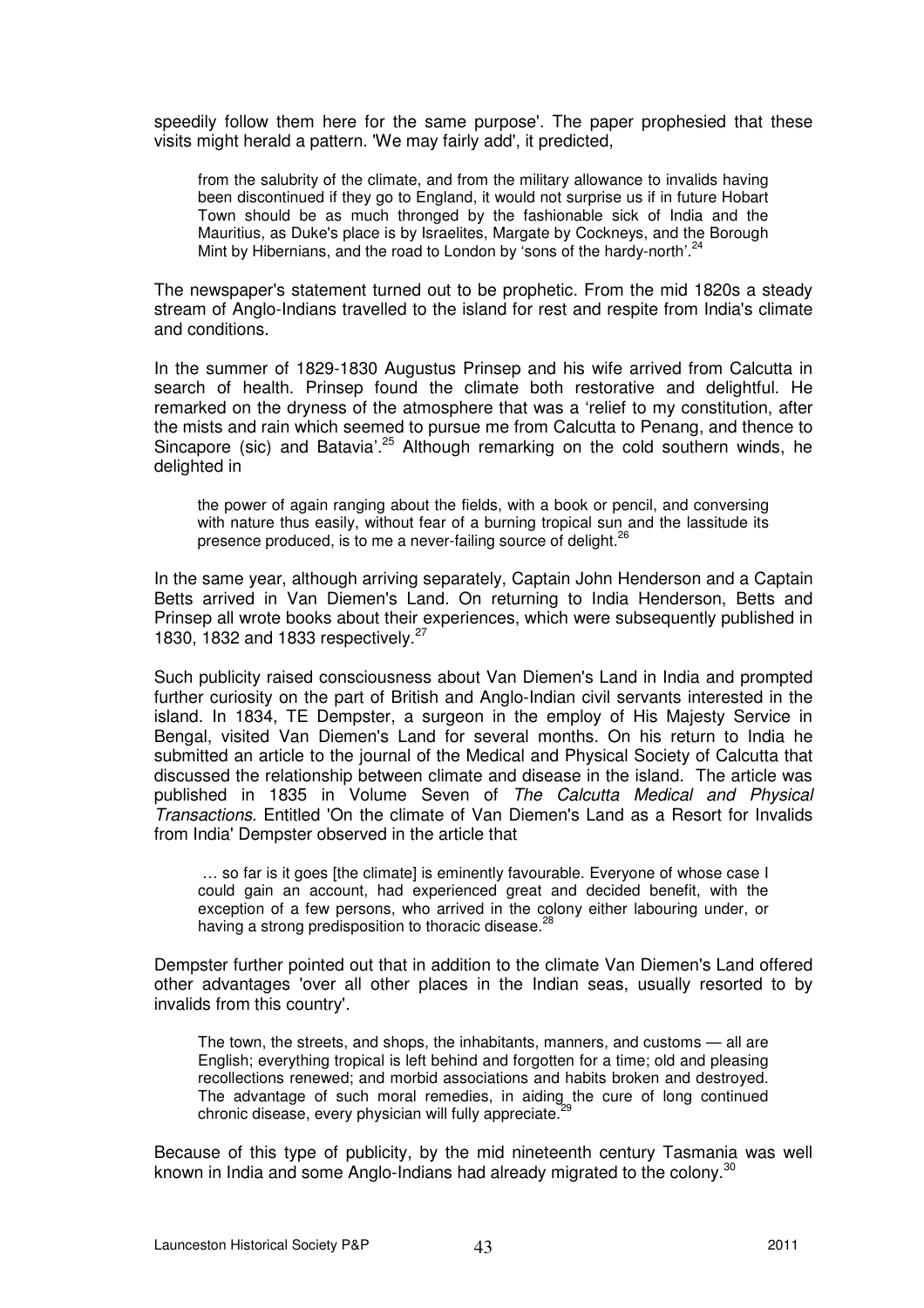speedily follow them here for the same purpose'. The paper prophesied that these visits might herald a pattern. 'We may fairly add', it predicted,

> from the salubrity of the climate, and from the military allowance to invalids having been discontinued if they go to England, it would not surprise us if in future Hobart Town should be as much thronged by the fashionable sick of India and the Mauritius, as Duke's place is by Israelites, Margate by Cockneys, and the Borough Mint by Hibernians, and the road to London by 'sons of the hardy-north'.[24]

The newspaper's statement turned out to be prophetic. From the mid 1820s a steady stream of Anglo-Indians travelled to the island for rest and respite from India's climate and conditions.

In the summer of 1829-1830 Augustus Prinsep and his wife arrived from Calcutta in search of health. Prinsep found the climate both restorative and delightful. He remarked on the dryness of the atmosphere that was a 'relief to my constitution, after the mists and rain which seemed to pursue me from Calcutta to Penang, and thence to Sincapore (sic) and Batavia'.[25] Although remarking on the cold southern winds, he delighted in

> the power of again ranging about the fields, with a book or pencil, and conversing with nature thus easily, without fear of a burning tropical sun and the lassitude its presence produced, is to me a never-failing source of delight.[26]

In the same year, although arriving separately, Captain John Henderson and a Captain Betts arrived in Van Diemen's Land. On returning to India Henderson, Betts and Prinsep all wrote books about their experiences, which were subsequently published in 1830, 1832 and 1833 respectively.[27]

Such publicity raised consciousness about Van Diemen's Land in India and prompted further curiosity on the part of British and Anglo-Indian civil servants interested in the island. In 1834, TE Dempster, a surgeon in the employ of His Majesty Service in Bengal, visited Van Diemen's Land for several months. On his return to India he submitted an article to the journal of the Medical and Physical Society of Calcutta that discussed the relationship between climate and disease in the island. The article was published in 1835 in Volume Seven of *The Calcutta Medical and Physical Transactions.* Entitled 'On the climate of Van Diemen's Land as a Resort for Invalids from India' Dempster observed in the article that

> … so far is it goes [the climate] is eminently favourable. Everyone of whose case I could gain an account, had experienced great and decided benefit, with the exception of a few persons, who arrived in the colony either labouring under, or having a strong predisposition to thoracic disease.[28]

Dempster further pointed out that in addition to the climate Van Diemen's Land offered other advantages 'over all other places in the Indian seas, usually resorted to by invalids from this country'.

> The town, the streets, and shops, the inhabitants, manners, and customs — all are English; everything tropical is left behind and forgotten for a time; old and pleasing recollections renewed; and morbid associations and habits broken and destroyed. The advantage of such moral remedies, in aiding the cure of long continued chronic disease, every physician will fully appreciate.[29]

Because of this type of publicity, by the mid nineteenth century Tasmania was well known in India and some Anglo-Indians had already migrated to the colony.[30]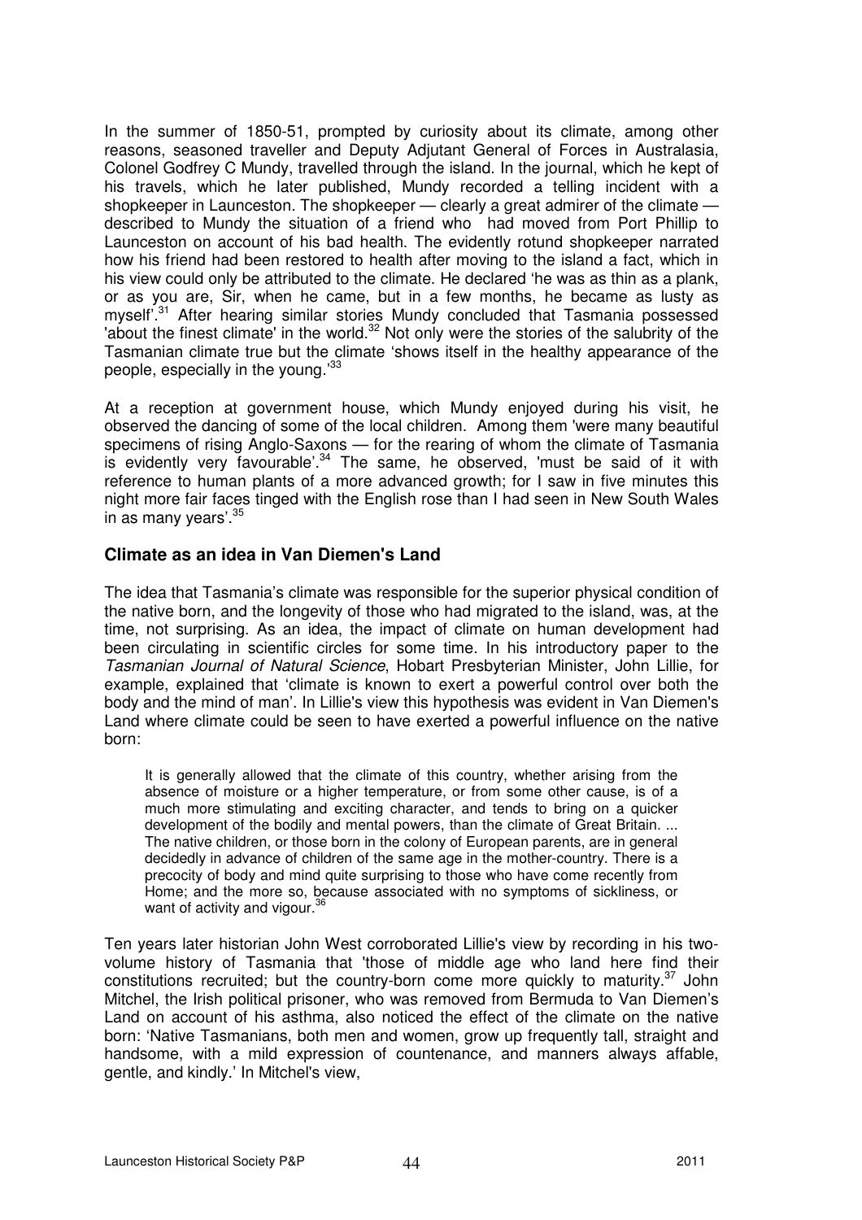In the summer of 1850-51, prompted by curiosity about its climate, among other reasons, seasoned traveller and Deputy Adjutant General of Forces in Australasia, Colonel Godfrey C Mundy, travelled through the island. In the journal, which he kept of his travels, which he later published, Mundy recorded a telling incident with a shopkeeper in Launceston. The shopkeeper — clearly a great admirer of the climate — described to Mundy the situation of a friend who had moved from Port Phillip to Launceston on account of his bad health. The evidently rotund shopkeeper narrated how his friend had been restored to health after moving to the island a fact, which in his view could only be attributed to the climate. He declared 'he was as thin as a plank, or as you are, Sir, when he came, but in a few months, he became as lusty as myself'.[31] After hearing similar stories Mundy concluded that Tasmania possessed 'about the finest climate' in the world.[32] Not only were the stories of the salubrity of the Tasmanian climate true but the climate 'shows itself in the healthy appearance of the people, especially in the young.'[33]

At a reception at government house, which Mundy enjoyed during his visit, he observed the dancing of some of the local children. Among them 'were many beautiful specimens of rising Anglo-Saxons — for the rearing of whom the climate of Tasmania is evidently very favourable'.[34] The same, he observed, 'must be said of it with reference to human plants of a more advanced growth; for I saw in five minutes this night more fair faces tinged with the English rose than I had seen in New South Wales in as many years'.[35]

## Climate as an idea in Van Diemen's Land

The idea that Tasmania's climate was responsible for the superior physical condition of the native born, and the longevity of those who had migrated to the island, was, at the time, not surprising. As an idea, the impact of climate on human development had been circulating in scientific circles for some time. In his introductory paper to the *Tasmanian Journal of Natural Science*, Hobart Presbyterian Minister, John Lillie, for example, explained that 'climate is known to exert a powerful control over both the body and the mind of man'. In Lillie's view this hypothesis was evident in Van Diemen's Land where climate could be seen to have exerted a powerful influence on the native born:

> It is generally allowed that the climate of this country, whether arising from the absence of moisture or a higher temperature, or from some other cause, is of a much more stimulating and exciting character, and tends to bring on a quicker development of the bodily and mental powers, than the climate of Great Britain. ... The native children, or those born in the colony of European parents, are in general decidedly in advance of children of the same age in the mother-country. There is a precocity of body and mind quite surprising to those who have come recently from Home; and the more so, because associated with no symptoms of sickliness, or want of activity and vigour.[36]

Ten years later historian John West corroborated Lillie's view by recording in his two-volume history of Tasmania that 'those of middle age who land here find their constitutions recruited; but the country-born come more quickly to maturity.[37] John Mitchel, the Irish political prisoner, who was removed from Bermuda to Van Diemen's Land on account of his asthma, also noticed the effect of the climate on the native born: 'Native Tasmanians, both men and women, grow up frequently tall, straight and handsome, with a mild expression of countenance, and manners always affable, gentle, and kindly.' In Mitchel's view,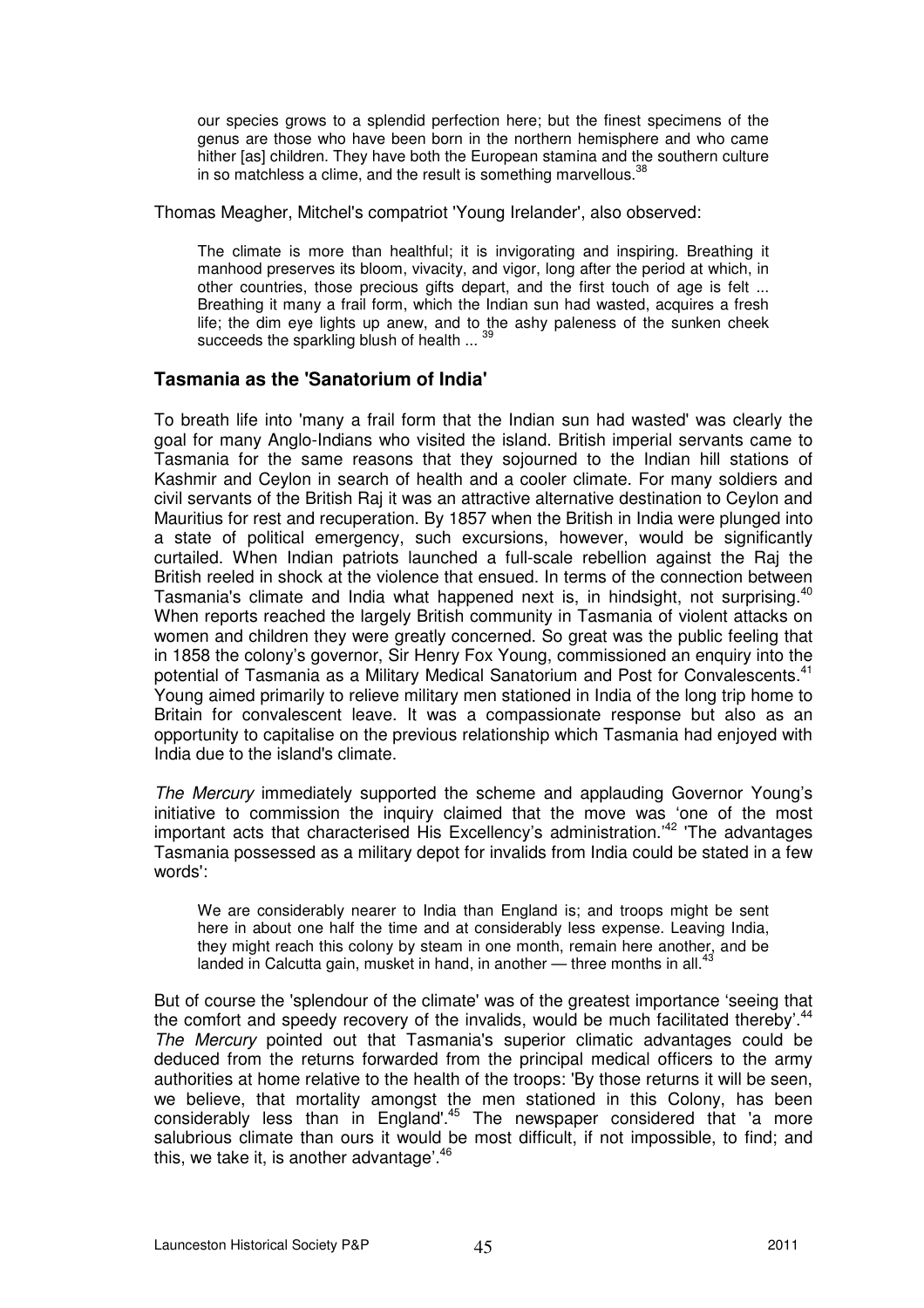> our species grows to a splendid perfection here; but the finest specimens of the genus are those who have been born in the northern hemisphere and who came hither [as] children. They have both the European stamina and the southern culture in so matchless a clime, and the result is something marvellous.[38]

Thomas Meagher, Mitchel's compatriot 'Young Irelander', also observed:

> The climate is more than healthful; it is invigorating and inspiring. Breathing it manhood preserves its bloom, vivacity, and vigor, long after the period at which, in other countries, those precious gifts depart, and the first touch of age is felt ... Breathing it many a frail form, which the Indian sun had wasted, acquires a fresh life; the dim eye lights up anew, and to the ashy paleness of the sunken cheek succeeds the sparkling blush of health ... [39]

## Tasmania as the 'Sanatorium of India'

To breath life into 'many a frail form that the Indian sun had wasted' was clearly the goal for many Anglo-Indians who visited the island. British imperial servants came to Tasmania for the same reasons that they sojourned to the Indian hill stations of Kashmir and Ceylon in search of health and a cooler climate. For many soldiers and civil servants of the British Raj it was an attractive alternative destination to Ceylon and Mauritius for rest and recuperation. By 1857 when the British in India were plunged into a state of political emergency, such excursions, however, would be significantly curtailed. When Indian patriots launched a full-scale rebellion against the Raj the British reeled in shock at the violence that ensued. In terms of the connection between Tasmania's climate and India what happened next is, in hindsight, not surprising.[40] When reports reached the largely British community in Tasmania of violent attacks on women and children they were greatly concerned. So great was the public feeling that in 1858 the colony's governor, Sir Henry Fox Young, commissioned an enquiry into the potential of Tasmania as a Military Medical Sanatorium and Post for Convalescents.[41] Young aimed primarily to relieve military men stationed in India of the long trip home to Britain for convalescent leave. It was a compassionate response but also as an opportunity to capitalise on the previous relationship which Tasmania had enjoyed with India due to the island's climate.

*The Mercury* immediately supported the scheme and applauding Governor Young's initiative to commission the inquiry claimed that the move was 'one of the most important acts that characterised His Excellency's administration.'[42] 'The advantages Tasmania possessed as a military depot for invalids from India could be stated in a few words':

> We are considerably nearer to India than England is; and troops might be sent here in about one half the time and at considerably less expense. Leaving India, they might reach this colony by steam in one month, remain here another, and be landed in Calcutta gain, musket in hand, in another — three months in all.[43]

But of course the 'splendour of the climate' was of the greatest importance 'seeing that the comfort and speedy recovery of the invalids, would be much facilitated thereby'.[44] *The Mercury* pointed out that Tasmania's superior climatic advantages could be deduced from the returns forwarded from the principal medical officers to the army authorities at home relative to the health of the troops: 'By those returns it will be seen, we believe, that mortality amongst the men stationed in this Colony, has been considerably less than in England'.[45] The newspaper considered that 'a more salubrious climate than ours it would be most difficult, if not impossible, to find; and this, we take it, is another advantage'.[46]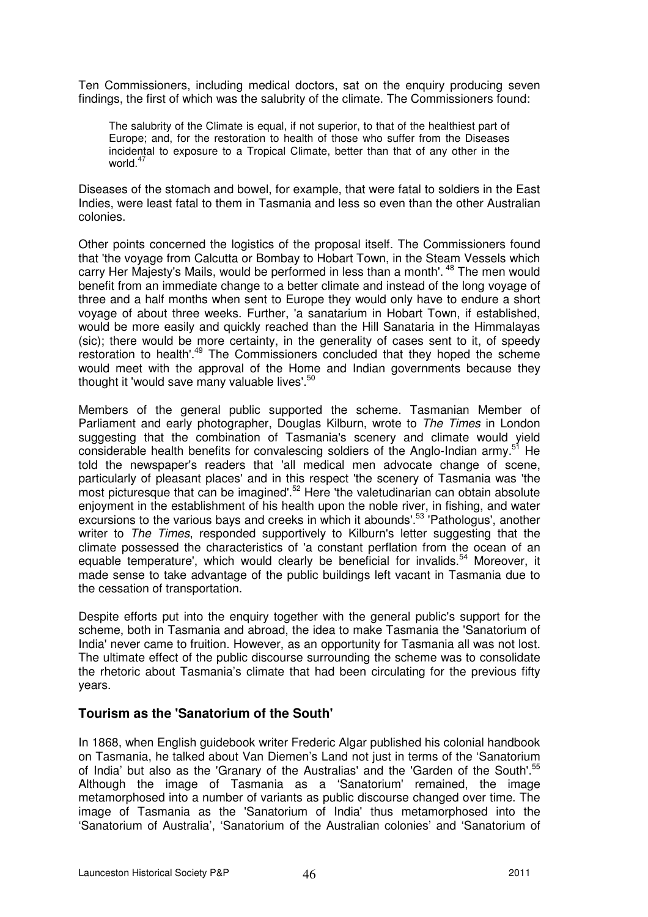Ten Commissioners, including medical doctors, sat on the enquiry producing seven findings, the first of which was the salubrity of the climate. The Commissioners found:

> The salubrity of the Climate is equal, if not superior, to that of the healthiest part of Europe; and, for the restoration to health of those who suffer from the Diseases incidental to exposure to a Tropical Climate, better than that of any other in the world.[47]

Diseases of the stomach and bowel, for example, that were fatal to soldiers in the East Indies, were least fatal to them in Tasmania and less so even than the other Australian colonies.

Other points concerned the logistics of the proposal itself. The Commissioners found that 'the voyage from Calcutta or Bombay to Hobart Town, in the Steam Vessels which carry Her Majesty's Mails, would be performed in less than a month'.[48] The men would benefit from an immediate change to a better climate and instead of the long voyage of three and a half months when sent to Europe they would only have to endure a short voyage of about three weeks. Further, 'a sanatarium in Hobart Town, if established, would be more easily and quickly reached than the Hill Sanataria in the Himmalayas (sic); there would be more certainty, in the generality of cases sent to it, of speedy restoration to health'.[49] The Commissioners concluded that they hoped the scheme would meet with the approval of the Home and Indian governments because they thought it 'would save many valuable lives'.[50]

Members of the general public supported the scheme. Tasmanian Member of Parliament and early photographer, Douglas Kilburn, wrote to *The Times* in London suggesting that the combination of Tasmania's scenery and climate would yield considerable health benefits for convalescing soldiers of the Anglo-Indian army.[51] He told the newspaper's readers that 'all medical men advocate change of scene, particularly of pleasant places' and in this respect 'the scenery of Tasmania was 'the most picturesque that can be imagined'.[52] Here 'the valetudinarian can obtain absolute enjoyment in the establishment of his health upon the noble river, in fishing, and water excursions to the various bays and creeks in which it abounds'.[53] 'Pathologus', another writer to *The Times*, responded supportively to Kilburn's letter suggesting that the climate possessed the characteristics of 'a constant perflation from the ocean of an equable temperature', which would clearly be beneficial for invalids.[54] Moreover, it made sense to take advantage of the public buildings left vacant in Tasmania due to the cessation of transportation.

Despite efforts put into the enquiry together with the general public's support for the scheme, both in Tasmania and abroad, the idea to make Tasmania the 'Sanatorium of India' never came to fruition. However, as an opportunity for Tasmania all was not lost. The ultimate effect of the public discourse surrounding the scheme was to consolidate the rhetoric about Tasmania's climate that had been circulating for the previous fifty years.

## Tourism as the 'Sanatorium of the South'

In 1868, when English guidebook writer Frederic Algar published his colonial handbook on Tasmania, he talked about Van Diemen's Land not just in terms of the 'Sanatorium of India' but also as the 'Granary of the Australias' and the 'Garden of the South'.[55] Although the image of Tasmania as a 'Sanatorium' remained, the image metamorphosed into a number of variants as public discourse changed over time. The image of Tasmania as the 'Sanatorium of India' thus metamorphosed into the 'Sanatorium of Australia', 'Sanatorium of the Australian colonies' and 'Sanatorium of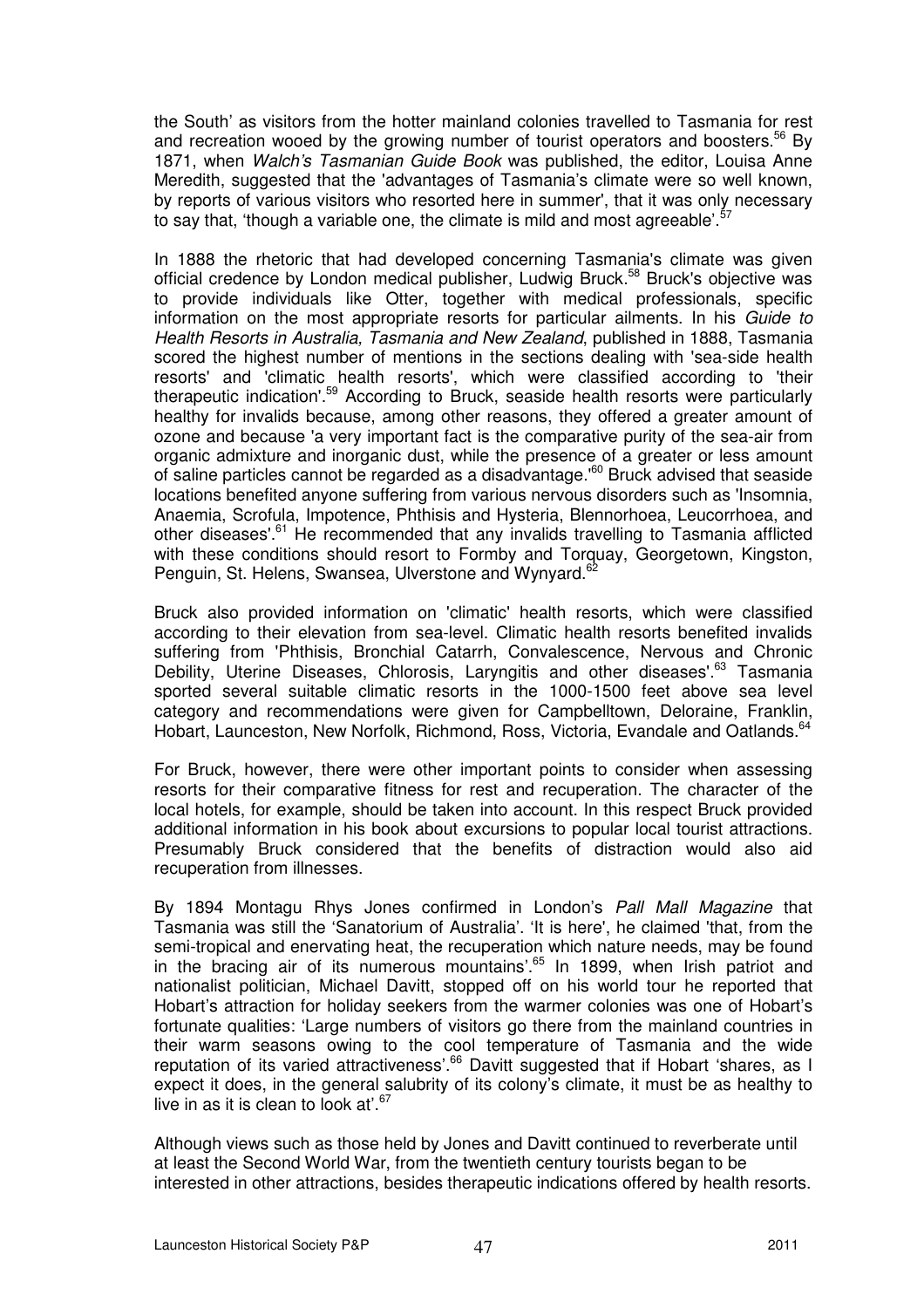the South' as visitors from the hotter mainland colonies travelled to Tasmania for rest and recreation wooed by the growing number of tourist operators and boosters.[56] By 1871, when *Walch's Tasmanian Guide Book* was published, the editor, Louisa Anne Meredith, suggested that the 'advantages of Tasmania's climate were so well known, by reports of various visitors who resorted here in summer', that it was only necessary to say that, 'though a variable one, the climate is mild and most agreeable'.[57]

In 1888 the rhetoric that had developed concerning Tasmania's climate was given official credence by London medical publisher, Ludwig Bruck.[58] Bruck's objective was to provide individuals like Otter, together with medical professionals, specific information on the most appropriate resorts for particular ailments. In his *Guide to Health Resorts in Australia, Tasmania and New Zealand*, published in 1888, Tasmania scored the highest number of mentions in the sections dealing with 'sea-side health resorts' and 'climatic health resorts', which were classified according to 'their therapeutic indication'.[59] According to Bruck, seaside health resorts were particularly healthy for invalids because, among other reasons, they offered a greater amount of ozone and because 'a very important fact is the comparative purity of the sea-air from organic admixture and inorganic dust, while the presence of a greater or less amount of saline particles cannot be regarded as a disadvantage.'[60] Bruck advised that seaside locations benefited anyone suffering from various nervous disorders such as 'Insomnia, Anaemia, Scrofula, Impotence, Phthisis and Hysteria, Blennorhoea, Leucorrhoea, and other diseases'.[61] He recommended that any invalids travelling to Tasmania afflicted with these conditions should resort to Formby and Torquay, Georgetown, Kingston, Penguin, St. Helens, Swansea, Ulverstone and Wynyard.[62]

Bruck also provided information on 'climatic' health resorts, which were classified according to their elevation from sea-level. Climatic health resorts benefited invalids suffering from 'Phthisis, Bronchial Catarrh, Convalescence, Nervous and Chronic Debility, Uterine Diseases, Chlorosis, Laryngitis and other diseases'.[63] Tasmania sported several suitable climatic resorts in the 1000-1500 feet above sea level category and recommendations were given for Campbelltown, Deloraine, Franklin, Hobart, Launceston, New Norfolk, Richmond, Ross, Victoria, Evandale and Oatlands.[64]

For Bruck, however, there were other important points to consider when assessing resorts for their comparative fitness for rest and recuperation. The character of the local hotels, for example, should be taken into account. In this respect Bruck provided additional information in his book about excursions to popular local tourist attractions. Presumably Bruck considered that the benefits of distraction would also aid recuperation from illnesses.

By 1894 Montagu Rhys Jones confirmed in London's *Pall Mall Magazine* that Tasmania was still the 'Sanatorium of Australia'. 'It is here', he claimed 'that, from the semi-tropical and enervating heat, the recuperation which nature needs, may be found in the bracing air of its numerous mountains'.[65] In 1899, when Irish patriot and nationalist politician, Michael Davitt, stopped off on his world tour he reported that Hobart's attraction for holiday seekers from the warmer colonies was one of Hobart's fortunate qualities: 'Large numbers of visitors go there from the mainland countries in their warm seasons owing to the cool temperature of Tasmania and the wide reputation of its varied attractiveness'.[66] Davitt suggested that if Hobart 'shares, as I expect it does, in the general salubrity of its colony's climate, it must be as healthy to live in as it is clean to look at'.[67]

Although views such as those held by Jones and Davitt continued to reverberate until at least the Second World War, from the twentieth century tourists began to be interested in other attractions, besides therapeutic indications offered by health resorts.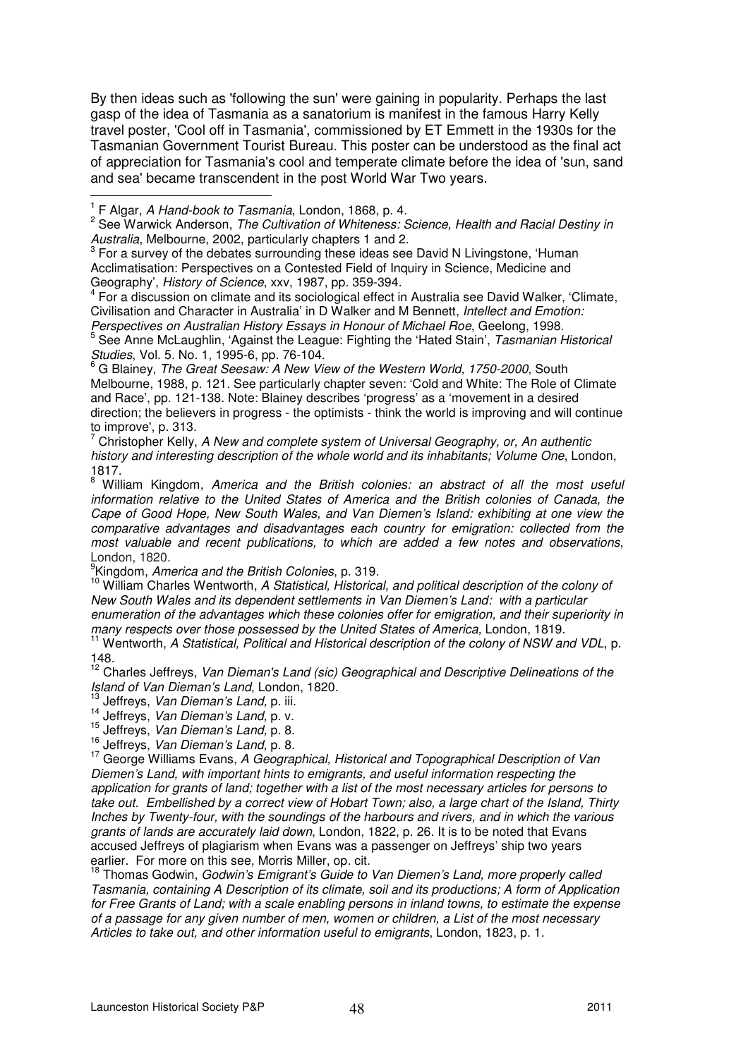By then ideas such as 'following the sun' were gaining in popularity. Perhaps the last gasp of the idea of Tasmania as a sanatorium is manifest in the famous Harry Kelly travel poster, 'Cool off in Tasmania', commissioned by ET Emmett in the 1930s for the Tasmanian Government Tourist Bureau. This poster can be understood as the final act of appreciation for Tasmania's cool and temperate climate before the idea of 'sun, sand and sea' became transcendent in the post World War Two years.

---

[1] F Algar, *A Hand-book to Tasmania*, London, 1868, p. 4.

[2] See Warwick Anderson, *The Cultivation of Whiteness: Science, Health and Racial Destiny in Australia*, Melbourne, 2002, particularly chapters 1 and 2.

[3] For a survey of the debates surrounding these ideas see David N Livingstone, 'Human Acclimatisation: Perspectives on a Contested Field of Inquiry in Science, Medicine and Geography', *History of Science*, xxv, 1987, pp. 359-394.

[4] For a discussion on climate and its sociological effect in Australia see David Walker, 'Climate, Civilisation and Character in Australia' in D Walker and M Bennett, *Intellect and Emotion: Perspectives on Australian History Essays in Honour of Michael Roe*, Geelong, 1998.

[5] See Anne McLaughlin, 'Against the League: Fighting the 'Hated Stain', *Tasmanian Historical Studies*, Vol. 5. No. 1, 1995-6, pp. 76-104.

[6] G Blainey, *The Great Seesaw: A New View of the Western World, 1750-2000*, South Melbourne, 1988, p. 121. See particularly chapter seven: 'Cold and White: The Role of Climate and Race', pp. 121-138. Note: Blainey describes 'progress' as a 'movement in a desired direction; the believers in progress - the optimists - think the world is improving and will continue to improve', p. 313.

[7] Christopher Kelly, *A New and complete system of Universal Geography, or, An authentic history and interesting description of the whole world and its inhabitants; Volume One*, London, 1817.

[8] William Kingdom, *America and the British colonies: an abstract of all the most useful information relative to the United States of America and the British colonies of Canada, the Cape of Good Hope, New South Wales, and Van Diemen's Island: exhibiting at one view the comparative advantages and disadvantages each country for emigration: collected from the most valuable and recent publications, to which are added a few notes and observations*, London, 1820.

[9] Kingdom, *America and the British Colonies*, p. 319.

[10] William Charles Wentworth, *A Statistical, Historical, and political description of the colony of New South Wales and its dependent settlements in Van Diemen's Land: with a particular enumeration of the advantages which these colonies offer for emigration, and their superiority in many respects over those possessed by the United States of America*, London, 1819.

[11] Wentworth, *A Statistical, Political and Historical description of the colony of NSW and VDL*, p. 148.

[12] Charles Jeffreys, *Van Dieman's Land (sic) Geographical and Descriptive Delineations of the Island of Van Dieman's Land*, London, 1820.

[13] Jeffreys, *Van Dieman's Land*, p. iii.

[14] Jeffreys, *Van Dieman's Land*, p. v.

[15] Jeffreys, *Van Dieman's Land*, p. 8.

[16] Jeffreys, *Van Dieman's Land*, p. 8.

[17] George Williams Evans, *A Geographical, Historical and Topographical Description of Van Diemen's Land, with important hints to emigrants, and useful information respecting the application for grants of land; together with a list of the most necessary articles for persons to take out. Embellished by a correct view of Hobart Town; also, a large chart of the Island, Thirty Inches by Twenty-four, with the soundings of the harbours and rivers, and in which the various grants of lands are accurately laid down*, London, 1822, p. 26. It is to be noted that Evans accused Jeffreys of plagiarism when Evans was a passenger on Jeffreys' ship two years earlier. For more on this see, Morris Miller, op. cit.

[18] Thomas Godwin, *Godwin's Emigrant's Guide to Van Diemen's Land, more properly called Tasmania, containing A Description of its climate, soil and its productions; A form of Application for Free Grants of Land; with a scale enabling persons in inland towns, to estimate the expense of a passage for any given number of men, women or children, a List of the most necessary Articles to take out, and other information useful to emigrants*, London, 1823, p. 1.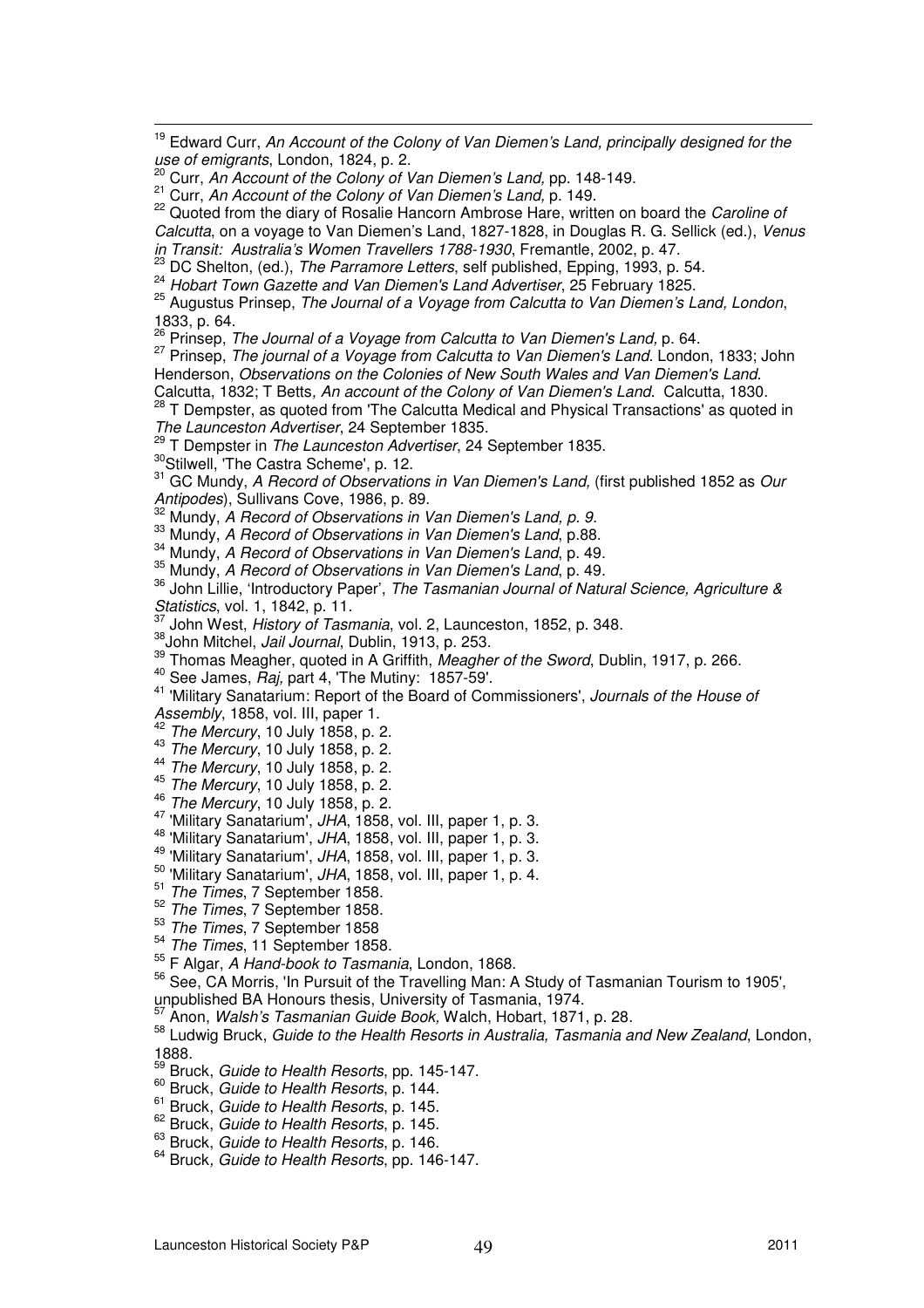[19] Edward Curr, *An Account of the Colony of Van Diemen's Land, principally designed for the use of emigrants*, London, 1824, p. 2.

[20] Curr, *An Account of the Colony of Van Diemen's Land,* pp. 148-149.

[21] Curr, *An Account of the Colony of Van Diemen's Land,* p. 149.

[22] Quoted from the diary of Rosalie Hancorn Ambrose Hare, written on board the *Caroline of Calcutta*, on a voyage to Van Diemen's Land, 1827-1828, in Douglas R. G. Sellick (ed.), *Venus in Transit: Australia's Women Travellers 1788-1930*, Fremantle, 2002, p. 47.

[23] DC Shelton, (ed.), *The Parramore Letters*, self published, Epping, 1993, p. 54.

[24] *Hobart Town Gazette and Van Diemen's Land Advertiser*, 25 February 1825.

[25] Augustus Prinsep, *The Journal of a Voyage from Calcutta to Van Diemen's Land, London*, 1833, p. 64.

[26] Prinsep, *The Journal of a Voyage from Calcutta to Van Diemen's Land,* p. 64.

[27] Prinsep, *The journal of a Voyage from Calcutta to Van Diemen's Land*. London, 1833; John Henderson, *Observations on the Colonies of New South Wales and Van Diemen's Land*. Calcutta, 1832; T Betts*, An account of the Colony of Van Diemen's Land*. Calcutta, 1830.

[28] T Dempster, as quoted from 'The Calcutta Medical and Physical Transactions' as quoted in *The Launceston Advertiser*, 24 September 1835.

[29] T Dempster in *The Launceston Advertiser*, 24 September 1835.

[30] Stilwell, 'The Castra Scheme', p. 12.

[31] GC Mundy, *A Record of Observations in Van Diemen's Land,* (first published 1852 as *Our Antipodes*), Sullivans Cove, 1986, p. 89.

[32] Mundy, *A Record of Observations in Van Diemen's Land, p. 9.*

[33] Mundy, *A Record of Observations in Van Diemen's Land*, p.88.

[34] Mundy, *A Record of Observations in Van Diemen's Land*, p. 49.

[35] Mundy, *A Record of Observations in Van Diemen's Land*, p. 49.

[36] John Lillie, 'Introductory Paper', *The Tasmanian Journal of Natural Science, Agriculture & Statistics*, vol. 1, 1842, p. 11.

[37] John West, *History of Tasmania*, vol. 2, Launceston, 1852, p. 348.

[38] John Mitchel, *Jail Journal*, Dublin, 1913, p. 253.

[39] Thomas Meagher, quoted in A Griffith, *Meagher of the Sword*, Dublin, 1917, p. 266.

[40] See James, *Raj,* part 4, 'The Mutiny: 1857-59'.

[41] 'Military Sanatarium: Report of the Board of Commissioners', *Journals of the House of Assembly*, 1858, vol. III, paper 1.

[42] *The Mercury*, 10 July 1858, p. 2.

[43] *The Mercury*, 10 July 1858, p. 2.

[44] *The Mercury*, 10 July 1858, p. 2.

[45] *The Mercury*, 10 July 1858, p. 2.

[46] *The Mercury*, 10 July 1858, p. 2.

[47] 'Military Sanatarium', *JHA*, 1858, vol. III, paper 1, p. 3.

[48] 'Military Sanatarium', *JHA*, 1858, vol. III, paper 1, p. 3.

[49] 'Military Sanatarium', *JHA*, 1858, vol. III, paper 1, p. 3.

[50] 'Military Sanatarium', *JHA*, 1858, vol. III, paper 1, p. 4.

[51] *The Times*, 7 September 1858.

[52] *The Times*, 7 September 1858.

[53] *The Times*, 7 September 1858

[54] *The Times*, 11 September 1858.

[55] F Algar, *A Hand-book to Tasmania*, London, 1868.

[56] See, CA Morris, 'In Pursuit of the Travelling Man: A Study of Tasmanian Tourism to 1905', unpublished BA Honours thesis, University of Tasmania, 1974.

[57] Anon, *Walsh's Tasmanian Guide Book,* Walch, Hobart, 1871, p. 28.

[58] Ludwig Bruck, *Guide to the Health Resorts in Australia, Tasmania and New Zealand*, London, 1888.

[59] Bruck, *Guide to Health Resorts*, pp. 145-147.

[60] Bruck, *Guide to Health Resorts*, p. 144.

[61] Bruck, *Guide to Health Resorts*, p. 145.

[62] Bruck, *Guide to Health Resorts*, p. 145.

[63] Bruck, *Guide to Health Resorts*, p. 146.

[64] Bruck*, Guide to Health Resorts*, pp. 146-147.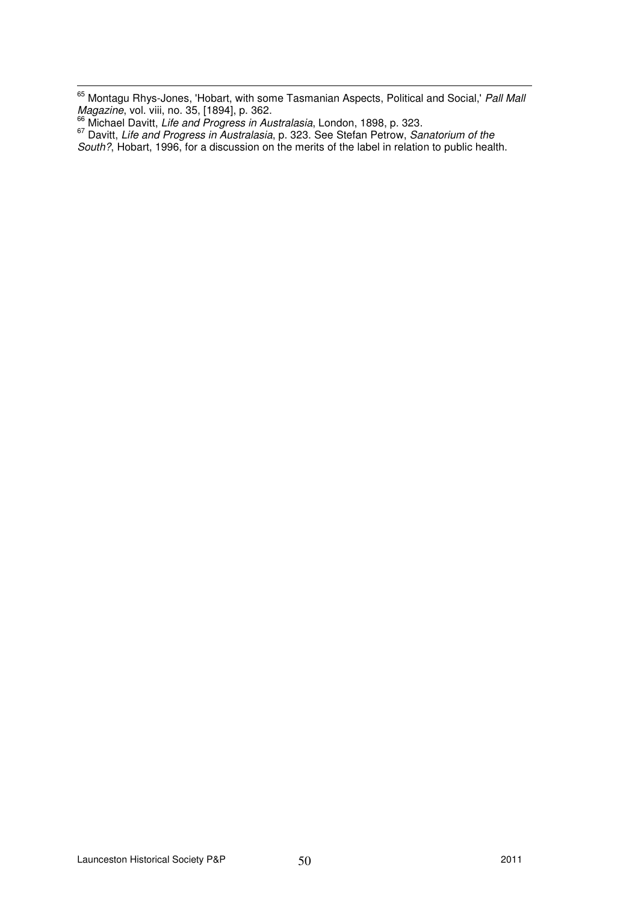[65] Montagu Rhys-Jones, 'Hobart, with some Tasmanian Aspects, Political and Social,' *Pall Mall Magazine*, vol. viii, no. 35, [1894], p. 362.

[66] Michael Davitt, *Life and Progress in Australasia*, London, 1898, p. 323.

[67] Davitt, *Life and Progress in Australasia*, p. 323. See Stefan Petrow, *Sanatorium of the South?*, Hobart, 1996, for a discussion on the merits of the label in relation to public health.